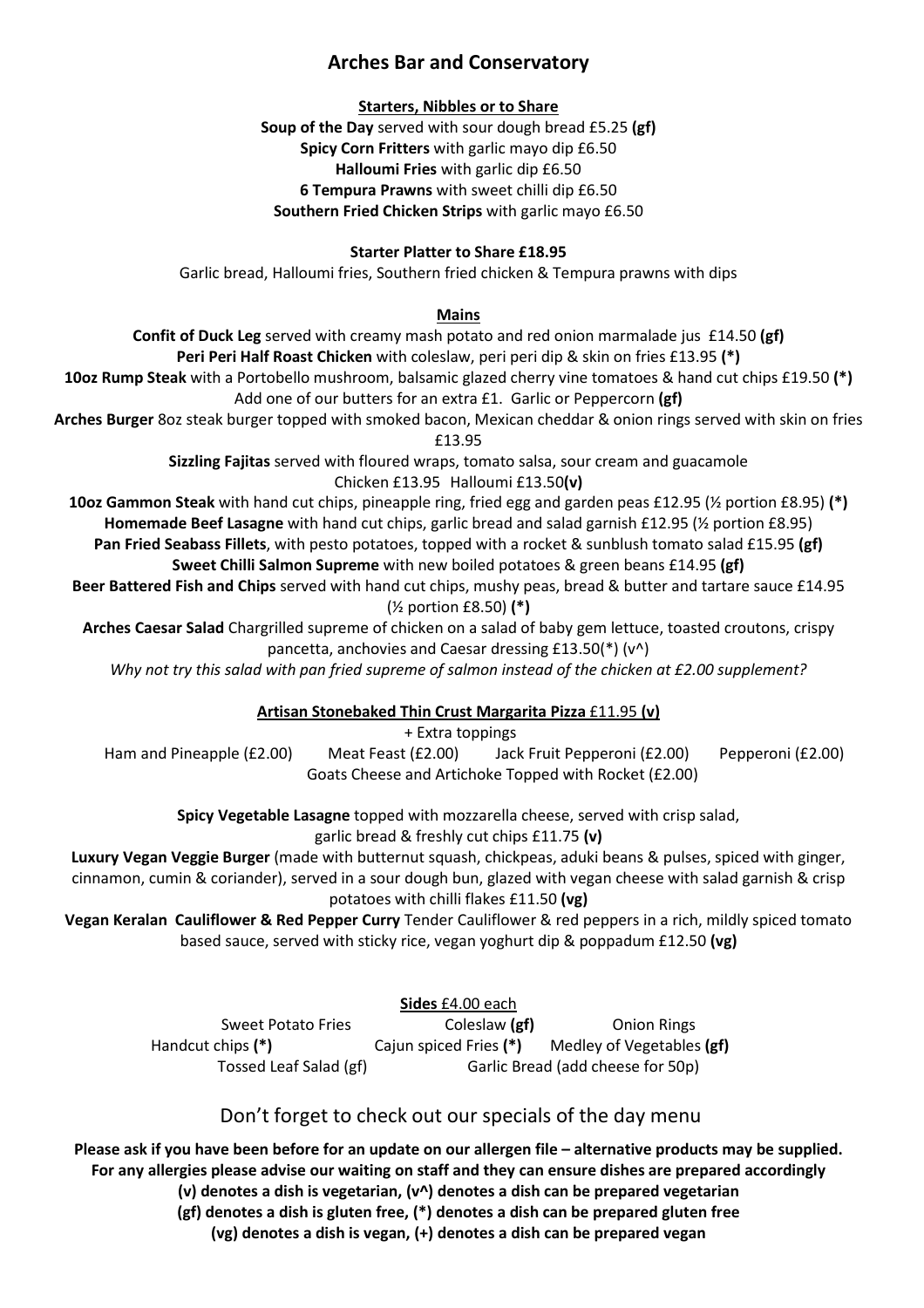# Arches Bar and Conservatory

## Starters, Nibbles or to Share

**Soup of the Day** served with sour dough bread £5.25 **(gf)**
**Spicy Corn Fritters** with garlic mayo dip £6.50
**Halloumi Fries** with garlic dip £6.50
**6 Tempura Prawns** with sweet chilli dip £6.50
**Southern Fried Chicken Strips** with garlic mayo £6.50

**Starter Platter to Share £18.95**
Garlic bread, Halloumi fries, Southern fried chicken & Tempura prawns with dips

## Mains

**Confit of Duck Leg** served with creamy mash potato and red onion marmalade jus £14.50 **(gf)**
**Peri Peri Half Roast Chicken** with coleslaw, peri peri dip & skin on fries £13.95 **(*)**
**10oz Rump Steak** with a Portobello mushroom, balsamic glazed cherry vine tomatoes & hand cut chips £19.50 **(*)**
Add one of our butters for an extra £1. Garlic or Peppercorn **(gf)**
**Arches Burger** 8oz steak burger topped with smoked bacon, Mexican cheddar & onion rings served with skin on fries £13.95
**Sizzling Fajitas** served with floured wraps, tomato salsa, sour cream and guacamole
Chicken £13.95 Halloumi £13.50**(v)**
**10oz Gammon Steak** with hand cut chips, pineapple ring, fried egg and garden peas £12.95 (½ portion £8.95) **(*)**
**Homemade Beef Lasagne** with hand cut chips, garlic bread and salad garnish £12.95 (½ portion £8.95)
**Pan Fried Seabass Fillets**, with pesto potatoes, topped with a rocket & sunblush tomato salad £15.95 **(gf)**
**Sweet Chilli Salmon Supreme** with new boiled potatoes & green beans £14.95 **(gf)**
**Beer Battered Fish and Chips** served with hand cut chips, mushy peas, bread & butter and tartare sauce £14.95 (½ portion £8.50) **(*)**
**Arches Caesar Salad** Chargrilled supreme of chicken on a salad of baby gem lettuce, toasted croutons, crispy pancetta, anchovies and Caesar dressing £13.50(*) (v^)
*Why not try this salad with pan fried supreme of salmon instead of the chicken at £2.00 supplement?*

**Artisan Stonebaked Thin Crust Margarita Pizza** £11.95 **(v)**
+ Extra toppings
Ham and Pineapple (£2.00) Meat Feast (£2.00) Jack Fruit Pepperoni (£2.00) Pepperoni (£2.00)
Goats Cheese and Artichoke Topped with Rocket (£2.00)

**Spicy Vegetable Lasagne** topped with mozzarella cheese, served with crisp salad, garlic bread & freshly cut chips £11.75 **(v)**
**Luxury Vegan Veggie Burger** (made with butternut squash, chickpeas, aduki beans & pulses, spiced with ginger, cinnamon, cumin & coriander), served in a sour dough bun, glazed with vegan cheese with salad garnish & crisp potatoes with chilli flakes £11.50 **(vg)**
**Vegan Keralan Cauliflower & Red Pepper Curry** Tender Cauliflower & red peppers in a rich, mildly spiced tomato based sauce, served with sticky rice, vegan yoghurt dip & poppadum £12.50 **(vg)**

## Sides £4.00 each

Sweet Potato Fries
Coleslaw **(gf)**
Onion Rings
Handcut chips **(*)**
Cajun spiced Fries **(*)**
Medley of Vegetables **(gf)**
Tossed Leaf Salad (gf)
Garlic Bread (add cheese for 50p)

Don't forget to check out our specials of the day menu

**Please ask if you have been before for an update on our allergen file – alternative products may be supplied.**
**For any allergies please advise our waiting on staff and they can ensure dishes are prepared accordingly**
**(v) denotes a dish is vegetarian, (v^) denotes a dish can be prepared vegetarian**
**(gf) denotes a dish is gluten free, (*) denotes a dish can be prepared gluten free**
**(vg) denotes a dish is vegan, (+) denotes a dish can be prepared vegan**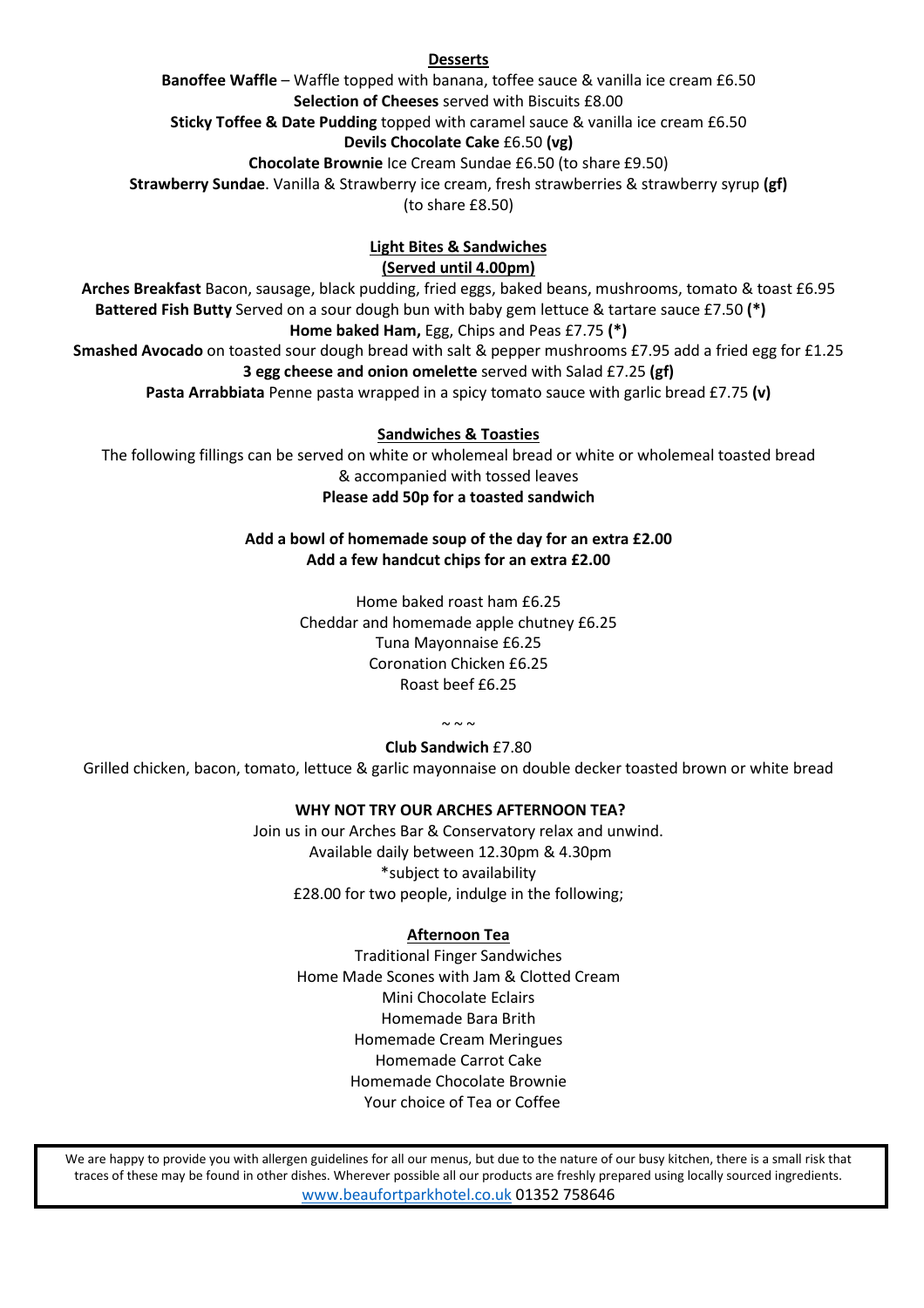## Desserts

**Banoffee Waffle** – Waffle topped with banana, toffee sauce & vanilla ice cream £6.50
**Selection of Cheeses** served with Biscuits £8.00
**Sticky Toffee & Date Pudding** topped with caramel sauce & vanilla ice cream £6.50
**Devils Chocolate Cake** £6.50 **(vg)**
**Chocolate Brownie** Ice Cream Sundae £6.50 (to share £9.50)
**Strawberry Sundae**. Vanilla & Strawberry ice cream, fresh strawberries & strawberry syrup **(gf)**
(to share £8.50)

## Light Bites & Sandwiches
**(Served until 4.00pm)**

**Arches Breakfast** Bacon, sausage, black pudding, fried eggs, baked beans, mushrooms, tomato & toast £6.95
**Battered Fish Butty** Served on a sour dough bun with baby gem lettuce & tartare sauce £7.50 **(*)**
**Home baked Ham,** Egg, Chips and Peas £7.75 **(*)**
**Smashed Avocado** on toasted sour dough bread with salt & pepper mushrooms £7.95 add a fried egg for £1.25
**3 egg cheese and onion omelette** served with Salad £7.25 **(gf)**
**Pasta Arrabbiata** Penne pasta wrapped in a spicy tomato sauce with garlic bread £7.75 **(v)**

## Sandwiches & Toasties

The following fillings can be served on white or wholemeal bread or white or wholemeal toasted bread & accompanied with tossed leaves
**Please add 50p for a toasted sandwich**

**Add a bowl of homemade soup of the day for an extra £2.00**
**Add a few handcut chips for an extra £2.00**

Home baked roast ham £6.25
Cheddar and homemade apple chutney £6.25
Tuna Mayonnaise £6.25
Coronation Chicken £6.25
Roast beef £6.25

~ ~ ~

**Club Sandwich** £7.80
Grilled chicken, bacon, tomato, lettuce & garlic mayonnaise on double decker toasted brown or white bread

**WHY NOT TRY OUR ARCHES AFTERNOON TEA?**

Join us in our Arches Bar & Conservatory relax and unwind.
Available daily between 12.30pm & 4.30pm
*subject to availability
£28.00 for two people, indulge in the following;

## Afternoon Tea

Traditional Finger Sandwiches
Home Made Scones with Jam & Clotted Cream
Mini Chocolate Eclairs
Homemade Bara Brith
Homemade Cream Meringues
Homemade Carrot Cake
Homemade Chocolate Brownie
Your choice of Tea or Coffee

We are happy to provide you with allergen guidelines for all our menus, but due to the nature of our busy kitchen, there is a small risk that traces of these may be found in other dishes. Wherever possible all our products are freshly prepared using locally sourced ingredients.
www.beaufortparkhotel.co.uk 01352 758646